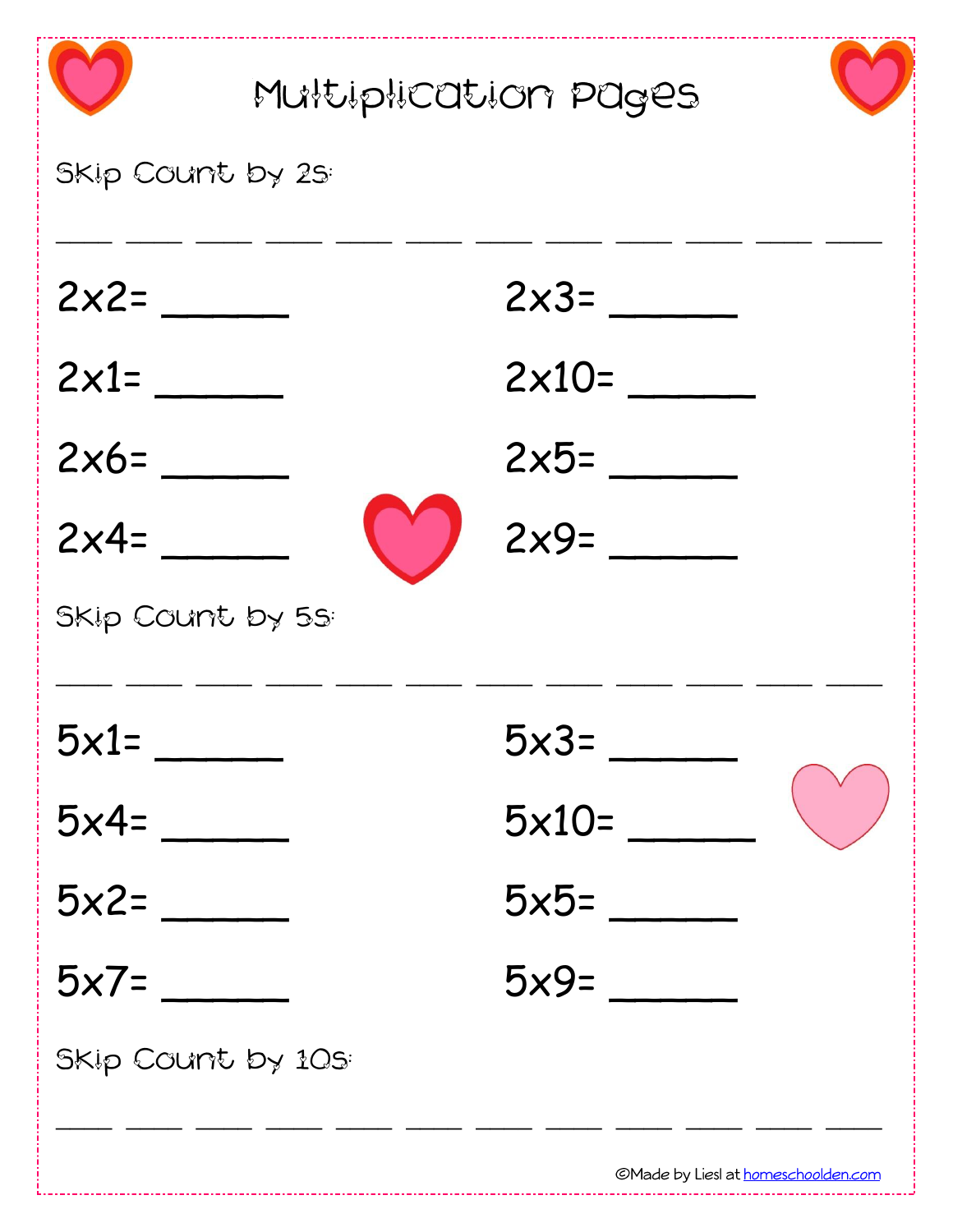# Multiplication Pages

Skip Count by 2s:

\_\_\_\_ \_\_\_\_ \_\_\_\_ \_\_\_\_ \_\_\_\_ \_\_\_\_ \_\_\_\_ \_\_\_\_ \_\_\_\_ \_\_\_\_ \_\_\_\_ \_\_\_\_

2x2= \_\_\_\_\_\_

2x3= \_\_\_\_\_\_

2x1= \_\_\_\_\_\_

2x10= \_\_\_\_\_\_

2x6= \_\_\_\_\_\_

2x5= \_\_\_\_\_\_

2x4= \_\_\_\_\_\_

2x9= \_\_\_\_\_\_

Skip Count by 5s:

\_\_\_\_ \_\_\_\_ \_\_\_\_ \_\_\_\_ \_\_\_\_ \_\_\_\_ \_\_\_\_ \_\_\_\_ \_\_\_\_ \_\_\_\_ \_\_\_\_ \_\_\_\_

5x1= \_\_\_\_\_\_

5x3= \_\_\_\_\_\_

5x4= \_\_\_\_\_\_

5x10= \_\_\_\_\_\_

5x2= \_\_\_\_\_\_

5x5= \_\_\_\_\_\_

5x7= \_\_\_\_\_\_

5x9= \_\_\_\_\_\_

Skip Count by 10s:

\_\_\_\_ \_\_\_\_ \_\_\_\_ \_\_\_\_ \_\_\_\_ \_\_\_\_ \_\_\_\_ \_\_\_\_ \_\_\_\_ \_\_\_\_ \_\_\_\_ \_\_\_\_

©Made by Liesl at homeschoolden.com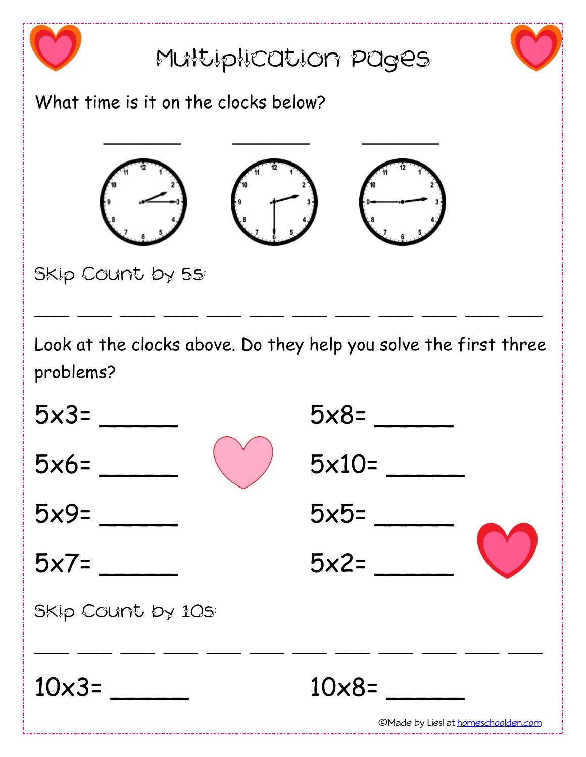# Multiplication Pages

What time is it on the clocks below?

\_\_\_\_\_\_\_\_ \_\_\_\_\_\_\_\_ \_\_\_\_\_\_\_\_

Skip Count by 5s:

\_\_\_\_ \_\_\_\_ \_\_\_\_ \_\_\_\_ \_\_\_\_ \_\_\_\_ \_\_\_\_ \_\_\_\_ \_\_\_\_ \_\_\_\_ \_\_\_\_ \_\_\_\_

Look at the clocks above. Do they help you solve the first three problems?

5x3= \_\_\_\_\_\_

5x6= \_\_\_\_\_\_

5x9= \_\_\_\_\_\_

5x7= \_\_\_\_\_\_

5x8= \_\_\_\_\_\_

5x10= \_\_\_\_\_\_

5x5= \_\_\_\_\_\_

5x2= \_\_\_\_\_\_

Skip Count by 10s:

\_\_\_\_ \_\_\_\_ \_\_\_\_ \_\_\_\_ \_\_\_\_ \_\_\_\_ \_\_\_\_ \_\_\_\_ \_\_\_\_ \_\_\_\_ \_\_\_\_ \_\_\_\_

10x3= \_\_\_\_\_\_

10x8= \_\_\_\_\_\_

©Made by Liesl at homeschoolden.com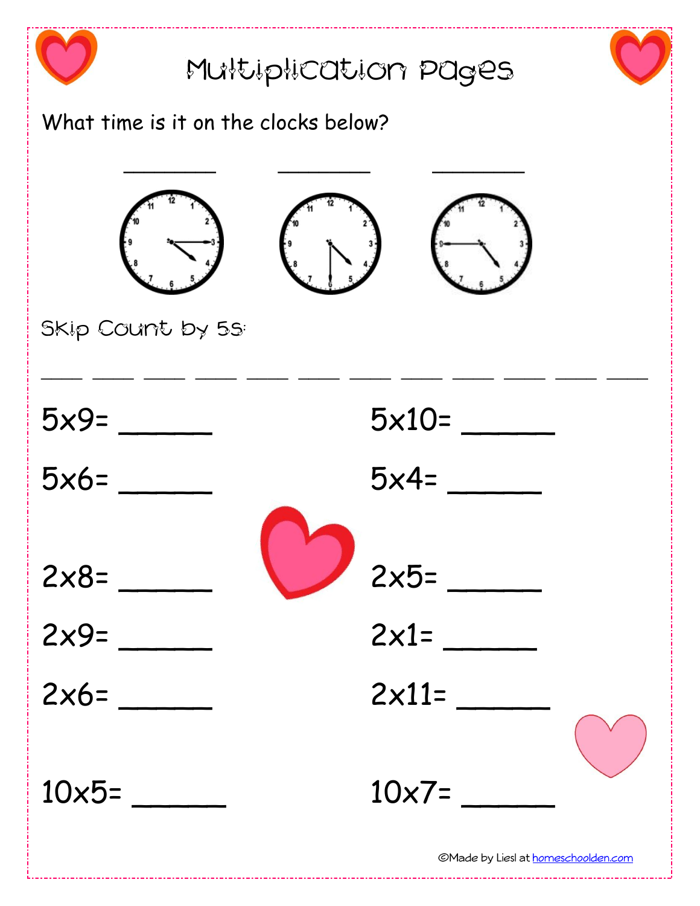# Multiplication Pages

What time is it on the clocks below?

\_\_\_\_\_\_\_\_ \_\_\_\_\_\_\_\_ \_\_\_\_\_\_\_\_

Skip Count by 5s:

\_\_\_\_ \_\_\_\_ \_\_\_\_ \_\_\_\_ \_\_\_\_ \_\_\_\_ \_\_\_\_ \_\_\_\_ \_\_\_\_ \_\_\_\_ \_\_\_\_ \_\_\_\_

5x9= \_\_\_\_\_\_

5x10= \_\_\_\_\_\_

5x6= \_\_\_\_\_\_

5x4= \_\_\_\_\_\_

2x8= \_\_\_\_\_\_

2x5= \_\_\_\_\_\_

2x9= \_\_\_\_\_\_

2x1= \_\_\_\_\_\_

2x6= \_\_\_\_\_\_

2x11= \_\_\_\_\_\_

10x5= \_\_\_\_\_\_

10x7= \_\_\_\_\_\_

©Made by Liesl at homeschoolden.com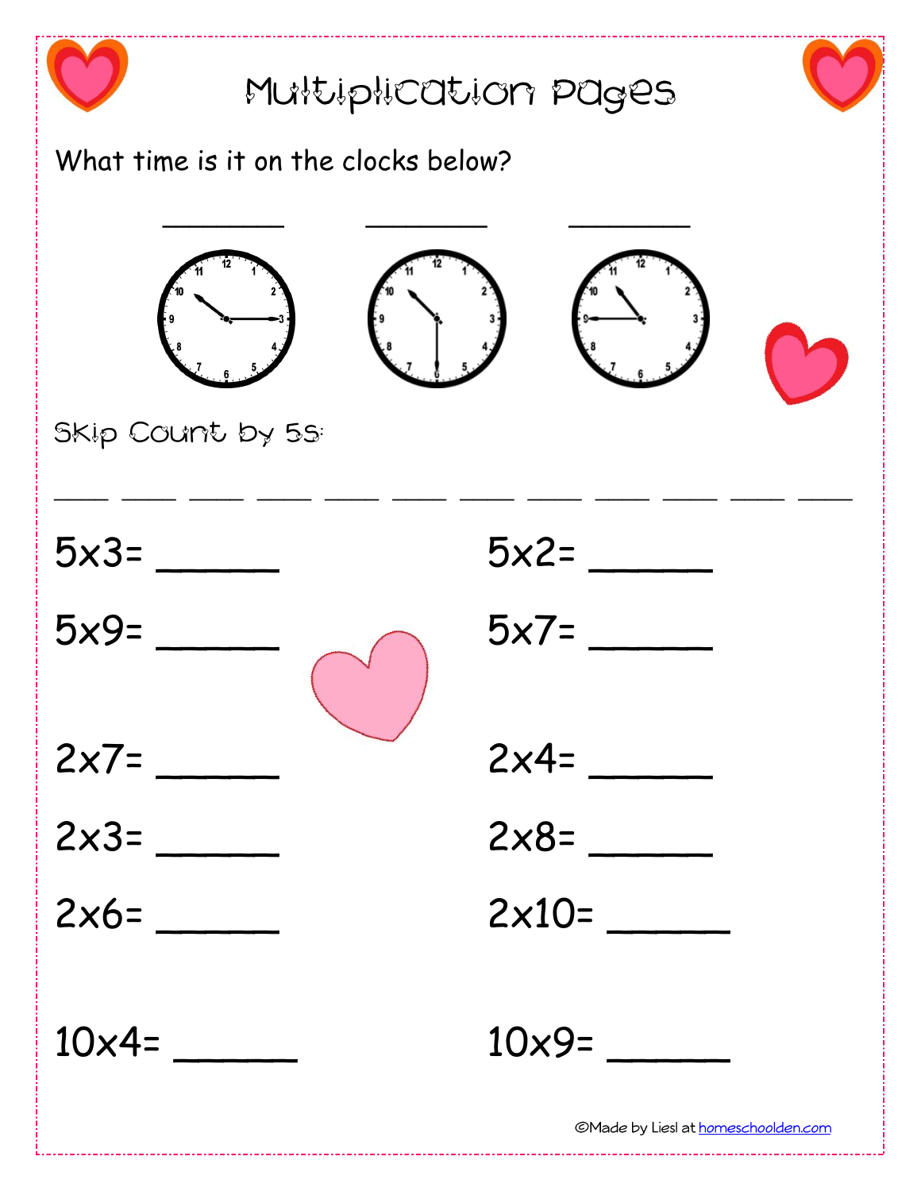# Multiplication Pages

What time is it on the clocks below?

\_\_\_\_\_\_\_\_ \_\_\_\_\_\_\_\_ \_\_\_\_\_\_\_\_

Skip Count by 5s:

\_\_\_\_ \_\_\_\_ \_\_\_\_ \_\_\_\_ \_\_\_\_ \_\_\_\_ \_\_\_\_ \_\_\_\_ \_\_\_\_ \_\_\_\_ \_\_\_\_ \_\_\_\_

5x3= \_\_\_\_\_\_

5x2= \_\_\_\_\_\_

5x9= \_\_\_\_\_\_

5x7= \_\_\_\_\_\_

2x7= \_\_\_\_\_\_

2x4= \_\_\_\_\_\_

2x3= \_\_\_\_\_\_

2x8= \_\_\_\_\_\_

2x6= \_\_\_\_\_\_

2x10= \_\_\_\_\_\_

10x4= \_\_\_\_\_\_

10x9= \_\_\_\_\_\_

©Made by Liesl at homeschoolden.com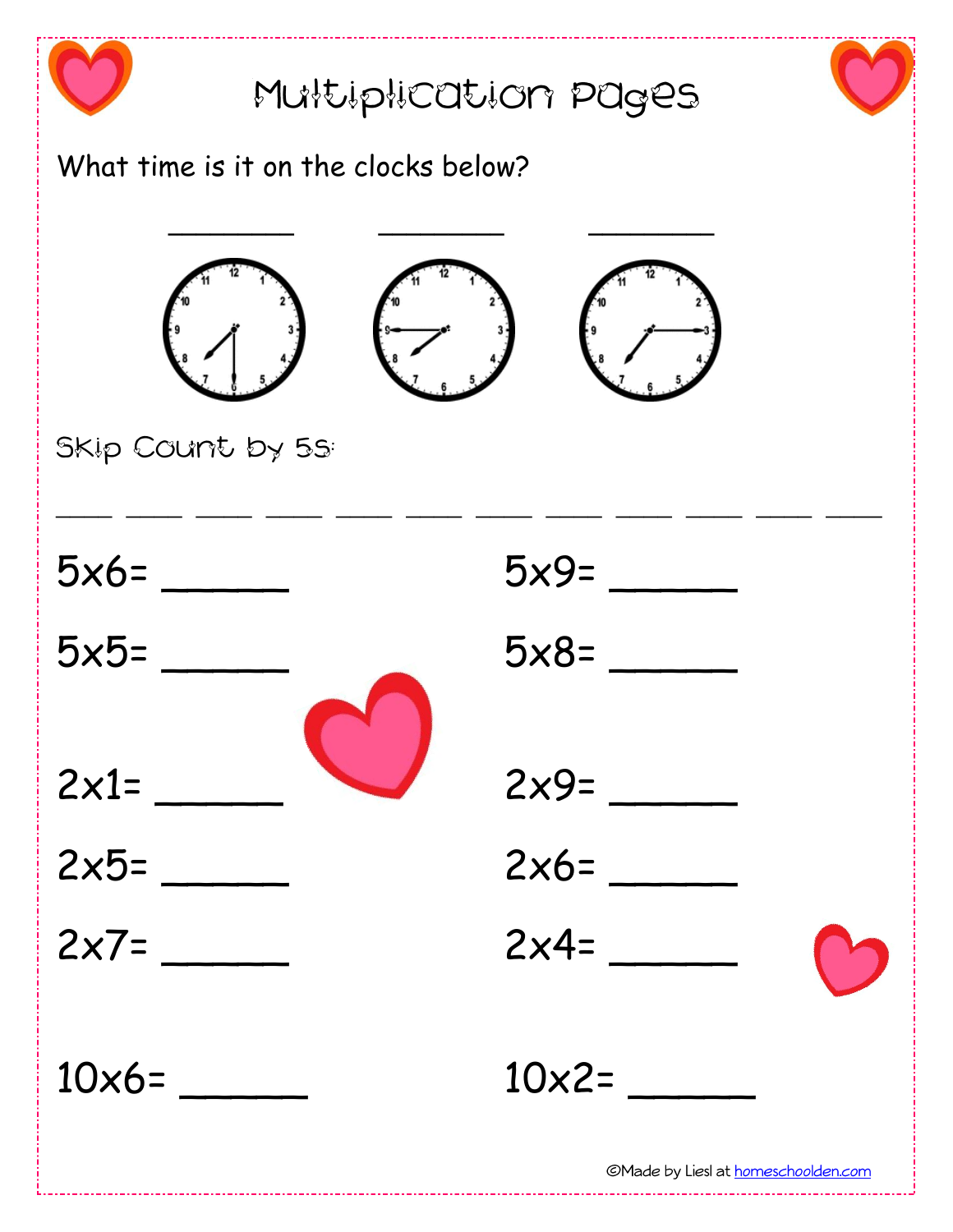# Multiplication Pages

What time is it on the clocks below?

\_\_\_\_\_\_\_\_ \_\_\_\_\_\_\_\_ \_\_\_\_\_\_\_\_

Skip Count by 5s:

\_\_\_\_ \_\_\_\_ \_\_\_\_ \_\_\_\_ \_\_\_\_ \_\_\_\_ \_\_\_\_ \_\_\_\_ \_\_\_\_ \_\_\_\_ \_\_\_\_ \_\_\_\_

5x6= \_\_\_\_\_\_

5x9= \_\_\_\_\_\_

5x5= \_\_\_\_\_\_

5x8= \_\_\_\_\_\_

2x1= \_\_\_\_\_\_

2x9= \_\_\_\_\_\_

2x5= \_\_\_\_\_\_

2x6= \_\_\_\_\_\_

2x7= \_\_\_\_\_\_

2x4= \_\_\_\_\_\_

10x6= \_\_\_\_\_\_

10x2= \_\_\_\_\_\_

©Made by Liesl at homeschoolden.com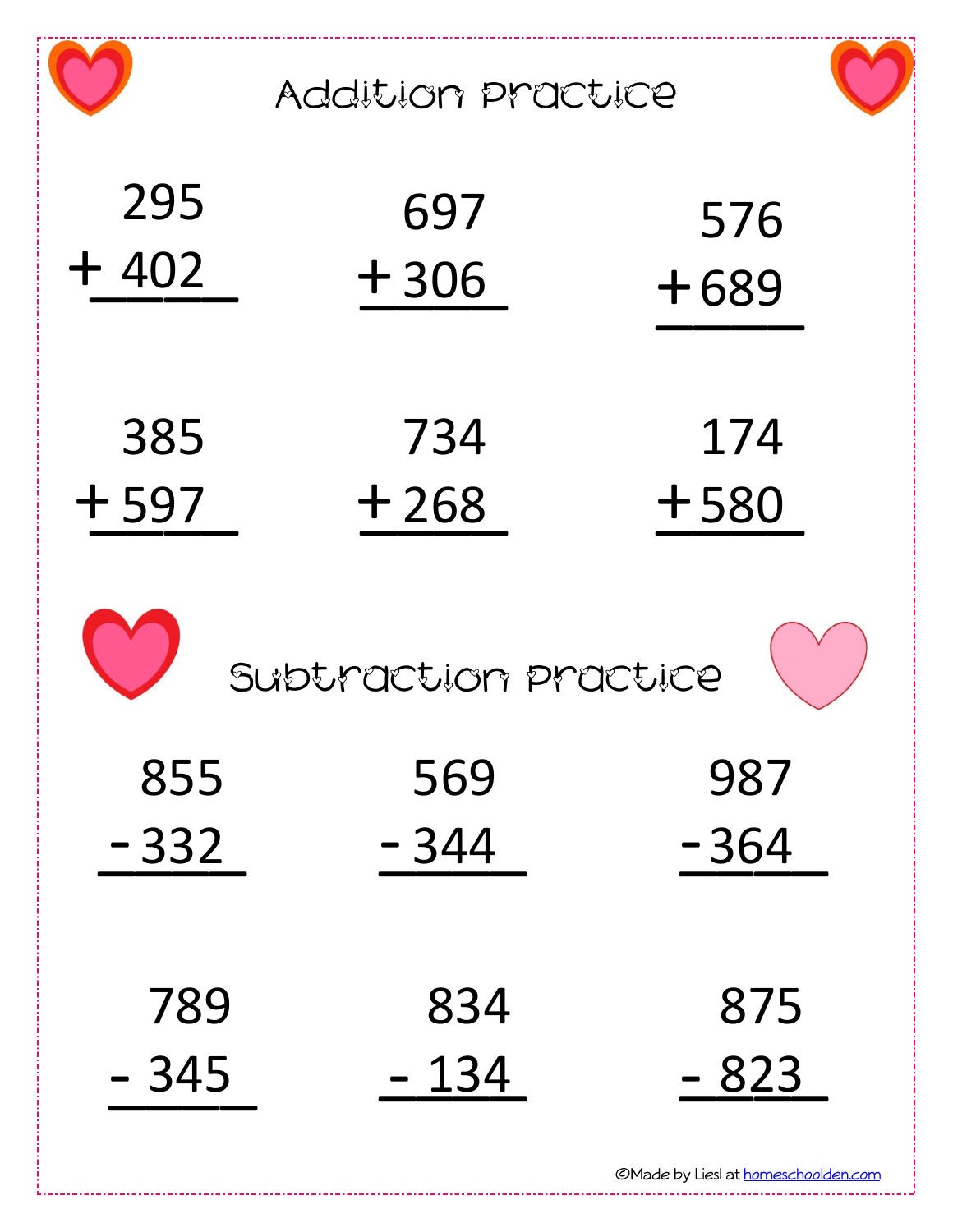# Addition Practice

$$
\begin{array}{r} 295 \\ +\ 402 \\ \hline \end{array}
\qquad
\begin{array}{r} 697 \\ +\ 306 \\ \hline \end{array}
\qquad
\begin{array}{r} 576 \\ +\ 689 \\ \hline \end{array}
$$

$$
\begin{array}{r} 385 \\ +\ 597 \\ \hline \end{array}
\qquad
\begin{array}{r} 734 \\ +\ 268 \\ \hline \end{array}
\qquad
\begin{array}{r} 174 \\ +\ 580 \\ \hline \end{array}
$$

# Subtraction Practice

$$
\begin{array}{r} 855 \\ -\ 332 \\ \hline \end{array}
\qquad
\begin{array}{r} 569 \\ -\ 344 \\ \hline \end{array}
\qquad
\begin{array}{r} 987 \\ -\ 364 \\ \hline \end{array}
$$

$$
\begin{array}{r} 789 \\ -\ 345 \\ \hline \end{array}
\qquad
\begin{array}{r} 834 \\ -\ 134 \\ \hline \end{array}
\qquad
\begin{array}{r} 875 \\ -\ 823 \\ \hline \end{array}
$$

©Made by Liesl at homeschoolden.com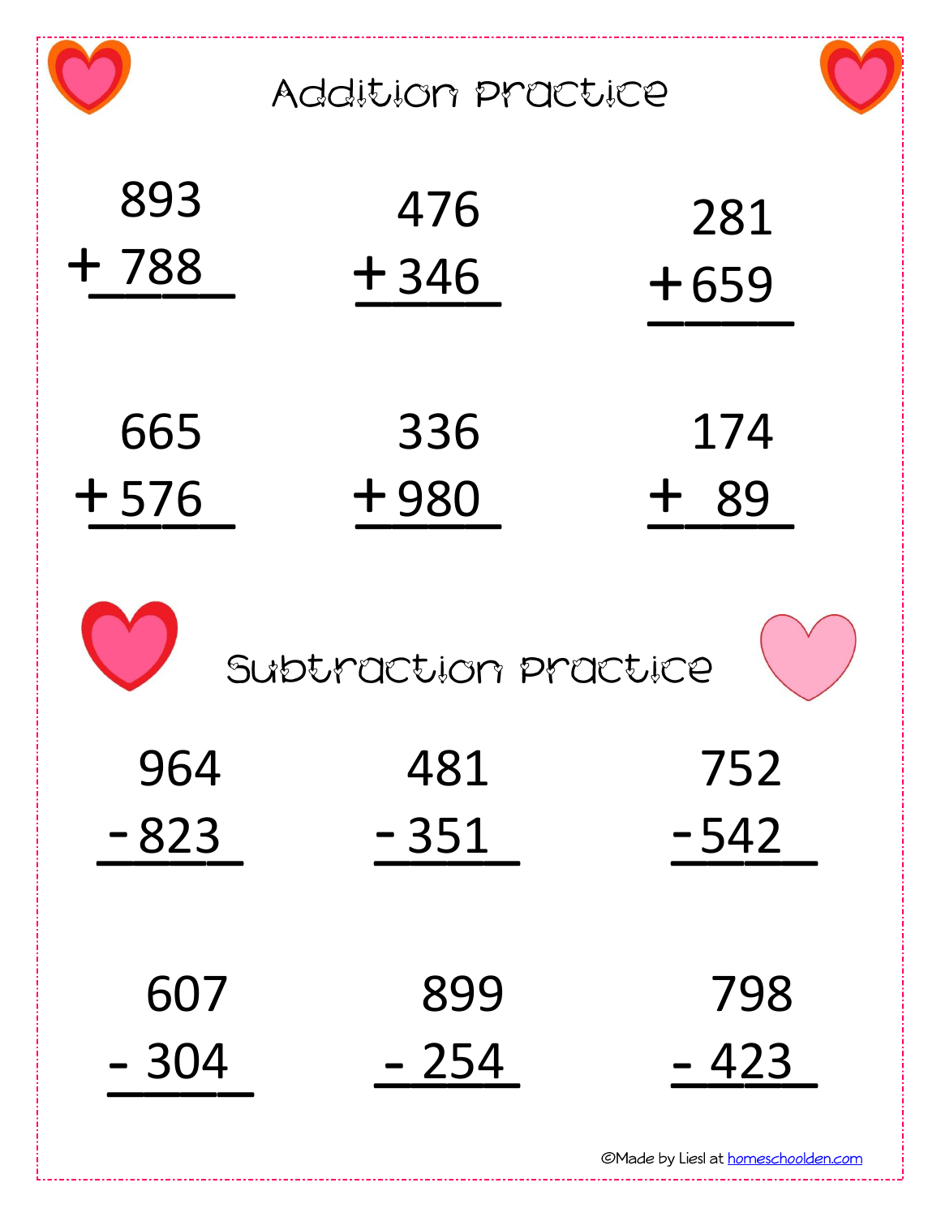# Addition Practice

| | | |
|---|---|---|
| $\begin{array}{r} 893 \\ +\ 788 \\ \hline \end{array}$ | $\begin{array}{r} 476 \\ +\ 346 \\ \hline \end{array}$ | $\begin{array}{r} 281 \\ +\ 659 \\ \hline \end{array}$ |
| $\begin{array}{r} 665 \\ +\ 576 \\ \hline \end{array}$ | $\begin{array}{r} 336 \\ +\ 980 \\ \hline \end{array}$ | $\begin{array}{r} 174 \\ +\ 89 \\ \hline \end{array}$ |

# Subtraction Practice

| | | |
|---|---|---|
| $\begin{array}{r} 964 \\ -\ 823 \\ \hline \end{array}$ | $\begin{array}{r} 481 \\ -\ 351 \\ \hline \end{array}$ | $\begin{array}{r} 752 \\ -\ 542 \\ \hline \end{array}$ |
| $\begin{array}{r} 607 \\ -\ 304 \\ \hline \end{array}$ | $\begin{array}{r} 899 \\ -\ 254 \\ \hline \end{array}$ | $\begin{array}{r} 798 \\ -\ 423 \\ \hline \end{array}$ |

©Made by Liesl at homeschoolden.com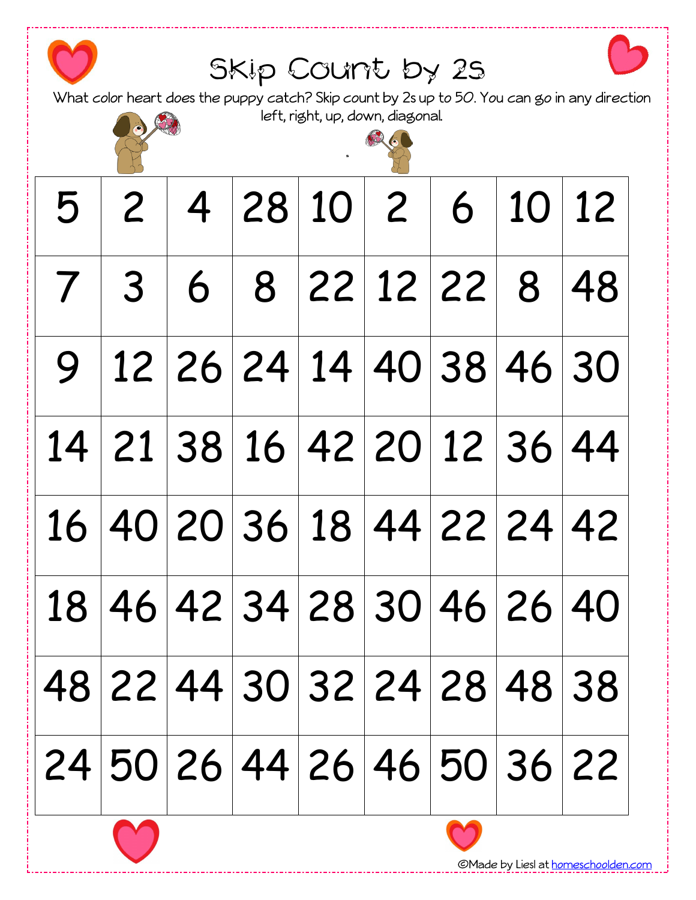# Skip Count by 2s

What color heart does the puppy catch? Skip count by 2s up to 50. You can go in any direction left, right, up, down, diagonal.

| | | | | | | | | |
|---|---|---|---|---|---|---|---|---|
| 5 | 2 | 4 | 28 | 10 | 2 | 6 | 10 | 12 |
| 7 | 3 | 6 | 8 | 22 | 12 | 22 | 8 | 48 |
| 9 | 12 | 26 | 24 | 14 | 40 | 38 | 46 | 30 |
| 14 | 21 | 38 | 16 | 42 | 20 | 12 | 36 | 44 |
| 16 | 40 | 20 | 36 | 18 | 44 | 22 | 24 | 42 |
| 18 | 46 | 42 | 34 | 28 | 30 | 46 | 26 | 40 |
| 48 | 22 | 44 | 30 | 32 | 24 | 28 | 48 | 38 |
| 24 | 50 | 26 | 44 | 26 | 46 | 50 | 36 | 22 |

©Made by Liesl at homeschoolden.com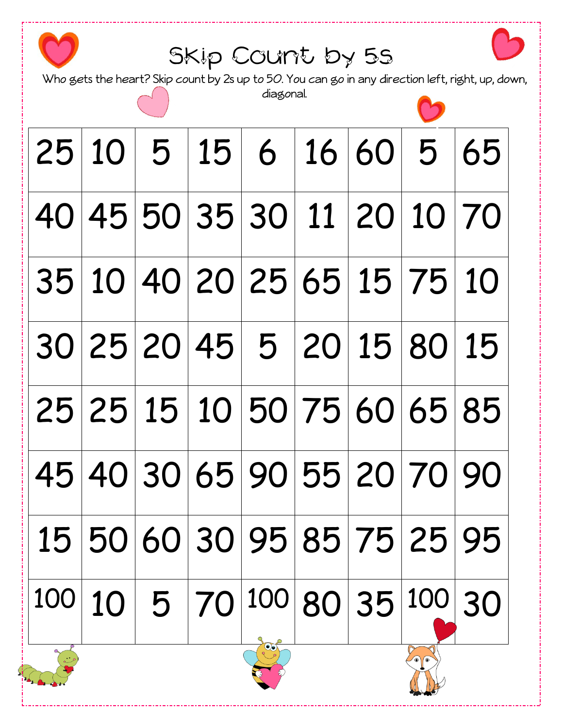# Skip Count by 5s

Who gets the heart? Skip count by 2s up to 50. You can go in any direction left, right, up, down, diagonal.

| | | | | | | | | |
|---|---|---|---|---|---|---|---|---|
| 25 | 10 | 5 | 15 | 6 | 16 | 60 | 5 | 65 |
| 40 | 45 | 50 | 35 | 30 | 11 | 20 | 10 | 70 |
| 35 | 10 | 40 | 20 | 25 | 65 | 15 | 75 | 10 |
| 30 | 25 | 20 | 45 | 5 | 20 | 15 | 80 | 15 |
| 25 | 25 | 15 | 10 | 50 | 75 | 60 | 65 | 85 |
| 45 | 40 | 30 | 65 | 90 | 55 | 20 | 70 | 90 |
| 15 | 50 | 60 | 30 | 95 | 85 | 75 | 25 | 95 |
| 100 | 10 | 5 | 70 | 100 | 80 | 35 | 100 | 30 |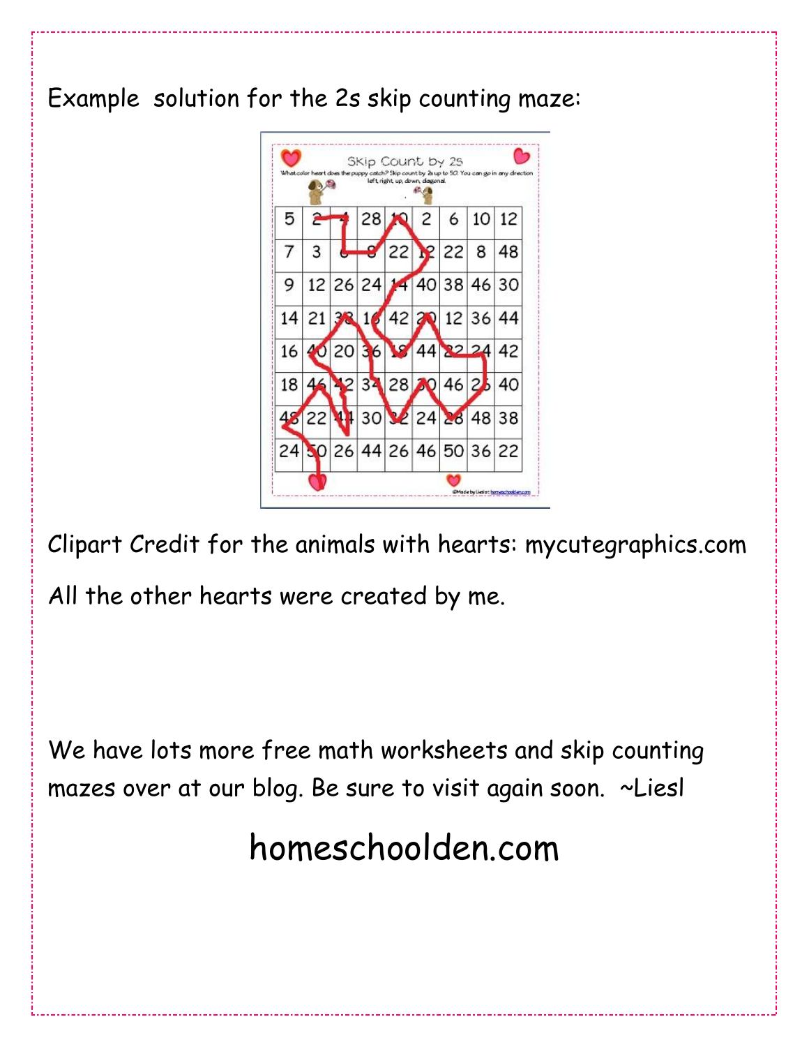Example solution for the 2s skip counting maze:

Clipart Credit for the animals with hearts: mycutegraphics.com

All the other hearts were created by me.

We have lots more free math worksheets and skip counting mazes over at our blog. Be sure to visit again soon. ~Liesl

homeschoolden.com